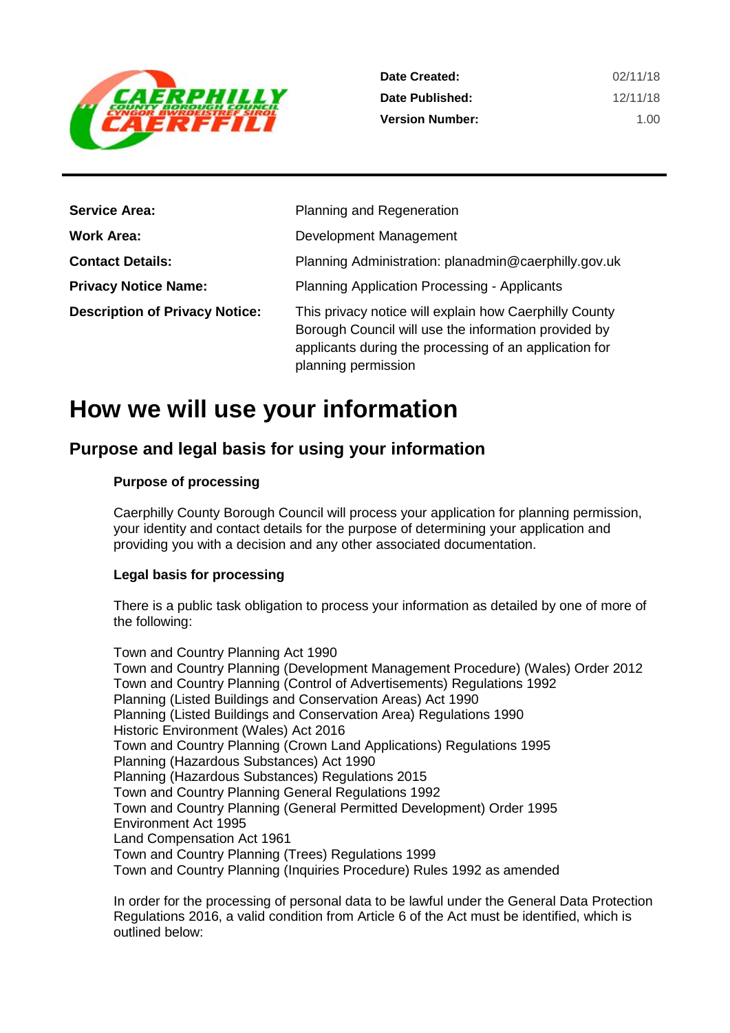| | |
|---|---|
| **Date Created:** | 02/11/18 |
| **Date Published:** | 12/11/18 |
| **Version Number:** | 1.00 |

| | |
|---|---|
| **Service Area:** | Planning and Regeneration |
| **Work Area:** | Development Management |
| **Contact Details:** | Planning Administration: planadmin@caerphilly.gov.uk |
| **Privacy Notice Name:** | Planning Application Processing - Applicants |
| **Description of Privacy Notice:** | This privacy notice will explain how Caerphilly County Borough Council will use the information provided by applicants during the processing of an application for planning permission |

# How we will use your information

## Purpose and legal basis for using your information

### Purpose of processing

Caerphilly County Borough Council will process your application for planning permission, your identity and contact details for the purpose of determining your application and providing you with a decision and any other associated documentation.

### Legal basis for processing

There is a public task obligation to process your information as detailed by one of more of the following:

Town and Country Planning Act 1990
Town and Country Planning (Development Management Procedure) (Wales) Order 2012
Town and Country Planning (Control of Advertisements) Regulations 1992
Planning (Listed Buildings and Conservation Areas) Act 1990
Planning (Listed Buildings and Conservation Area) Regulations 1990
Historic Environment (Wales) Act 2016
Town and Country Planning (Crown Land Applications) Regulations 1995
Planning (Hazardous Substances) Act 1990
Planning (Hazardous Substances) Regulations 2015
Town and Country Planning General Regulations 1992
Town and Country Planning (General Permitted Development) Order 1995
Environment Act 1995
Land Compensation Act 1961
Town and Country Planning (Trees) Regulations 1999
Town and Country Planning (Inquiries Procedure) Rules 1992 as amended

In order for the processing of personal data to be lawful under the General Data Protection Regulations 2016, a valid condition from Article 6 of the Act must be identified, which is outlined below: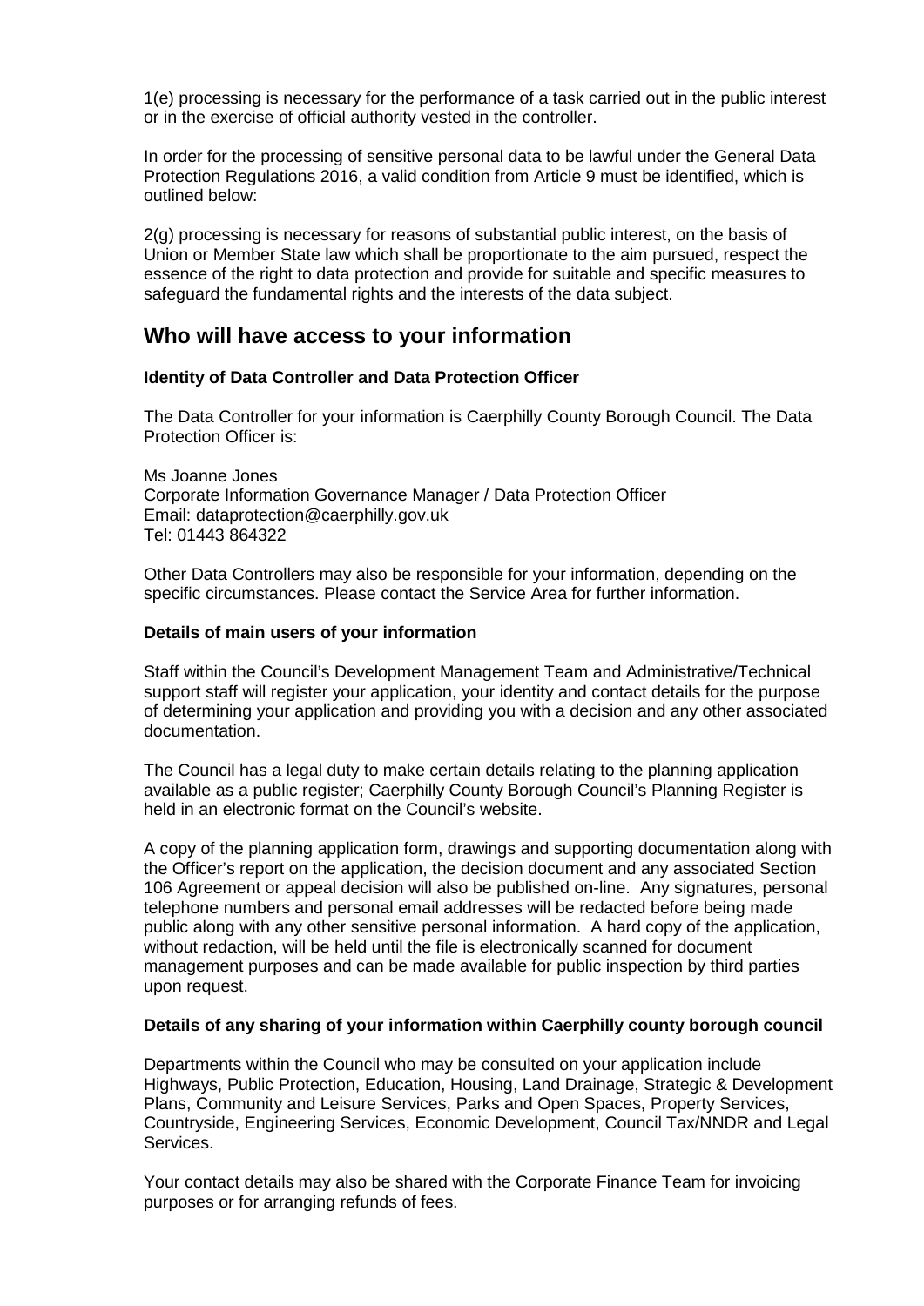1(e) processing is necessary for the performance of a task carried out in the public interest or in the exercise of official authority vested in the controller.

In order for the processing of sensitive personal data to be lawful under the General Data Protection Regulations 2016, a valid condition from Article 9 must be identified, which is outlined below:

2(g) processing is necessary for reasons of substantial public interest, on the basis of Union or Member State law which shall be proportionate to the aim pursued, respect the essence of the right to data protection and provide for suitable and specific measures to safeguard the fundamental rights and the interests of the data subject.

## Who will have access to your information

**Identity of Data Controller and Data Protection Officer**

The Data Controller for your information is Caerphilly County Borough Council. The Data Protection Officer is:

Ms Joanne Jones
Corporate Information Governance Manager / Data Protection Officer
Email: dataprotection@caerphilly.gov.uk
Tel: 01443 864322

Other Data Controllers may also be responsible for your information, depending on the specific circumstances. Please contact the Service Area for further information.

**Details of main users of your information**

Staff within the Council's Development Management Team and Administrative/Technical support staff will register your application, your identity and contact details for the purpose of determining your application and providing you with a decision and any other associated documentation.

The Council has a legal duty to make certain details relating to the planning application available as a public register; Caerphilly County Borough Council's Planning Register is held in an electronic format on the Council's website.

A copy of the planning application form, drawings and supporting documentation along with the Officer's report on the application, the decision document and any associated Section 106 Agreement or appeal decision will also be published on-line. Any signatures, personal telephone numbers and personal email addresses will be redacted before being made public along with any other sensitive personal information. A hard copy of the application, without redaction, will be held until the file is electronically scanned for document management purposes and can be made available for public inspection by third parties upon request.

**Details of any sharing of your information within Caerphilly county borough council**

Departments within the Council who may be consulted on your application include Highways, Public Protection, Education, Housing, Land Drainage, Strategic & Development Plans, Community and Leisure Services, Parks and Open Spaces, Property Services, Countryside, Engineering Services, Economic Development, Council Tax/NNDR and Legal Services.

Your contact details may also be shared with the Corporate Finance Team for invoicing purposes or for arranging refunds of fees.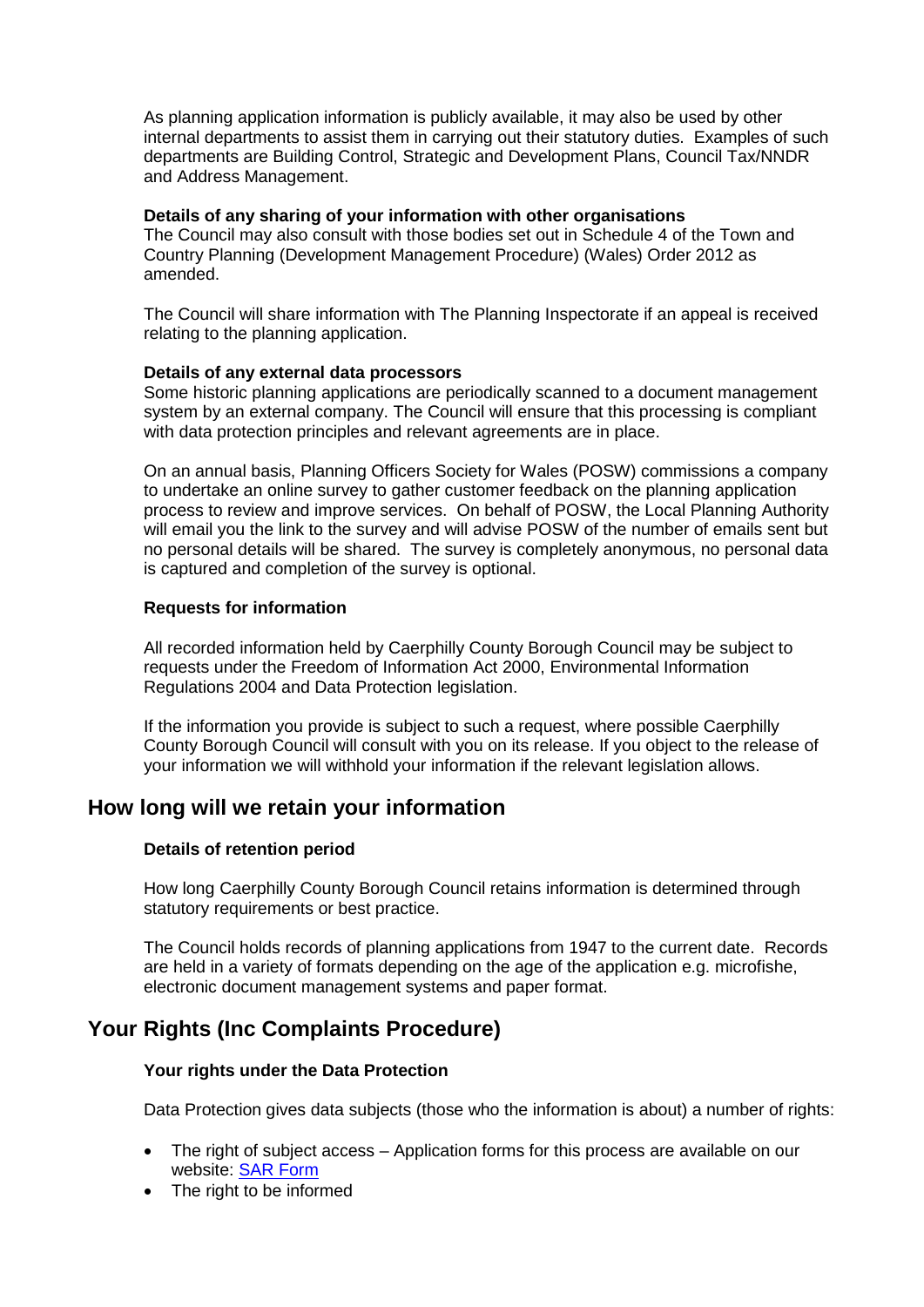As planning application information is publicly available, it may also be used by other internal departments to assist them in carrying out their statutory duties. Examples of such departments are Building Control, Strategic and Development Plans, Council Tax/NNDR and Address Management.

**Details of any sharing of your information with other organisations**

The Council may also consult with those bodies set out in Schedule 4 of the Town and Country Planning (Development Management Procedure) (Wales) Order 2012 as amended.

The Council will share information with The Planning Inspectorate if an appeal is received relating to the planning application.

**Details of any external data processors**

Some historic planning applications are periodically scanned to a document management system by an external company. The Council will ensure that this processing is compliant with data protection principles and relevant agreements are in place.

On an annual basis, Planning Officers Society for Wales (POSW) commissions a company to undertake an online survey to gather customer feedback on the planning application process to review and improve services. On behalf of POSW, the Local Planning Authority will email you the link to the survey and will advise POSW of the number of emails sent but no personal details will be shared. The survey is completely anonymous, no personal data is captured and completion of the survey is optional.

**Requests for information**

All recorded information held by Caerphilly County Borough Council may be subject to requests under the Freedom of Information Act 2000, Environmental Information Regulations 2004 and Data Protection legislation.

If the information you provide is subject to such a request, where possible Caerphilly County Borough Council will consult with you on its release. If you object to the release of your information we will withhold your information if the relevant legislation allows.

## How long will we retain your information

**Details of retention period**

How long Caerphilly County Borough Council retains information is determined through statutory requirements or best practice.

The Council holds records of planning applications from 1947 to the current date. Records are held in a variety of formats depending on the age of the application e.g. microfishe, electronic document management systems and paper format.

## Your Rights (Inc Complaints Procedure)

**Your rights under the Data Protection**

Data Protection gives data subjects (those who the information is about) a number of rights:

- The right of subject access – Application forms for this process are available on our website: SAR Form
- The right to be informed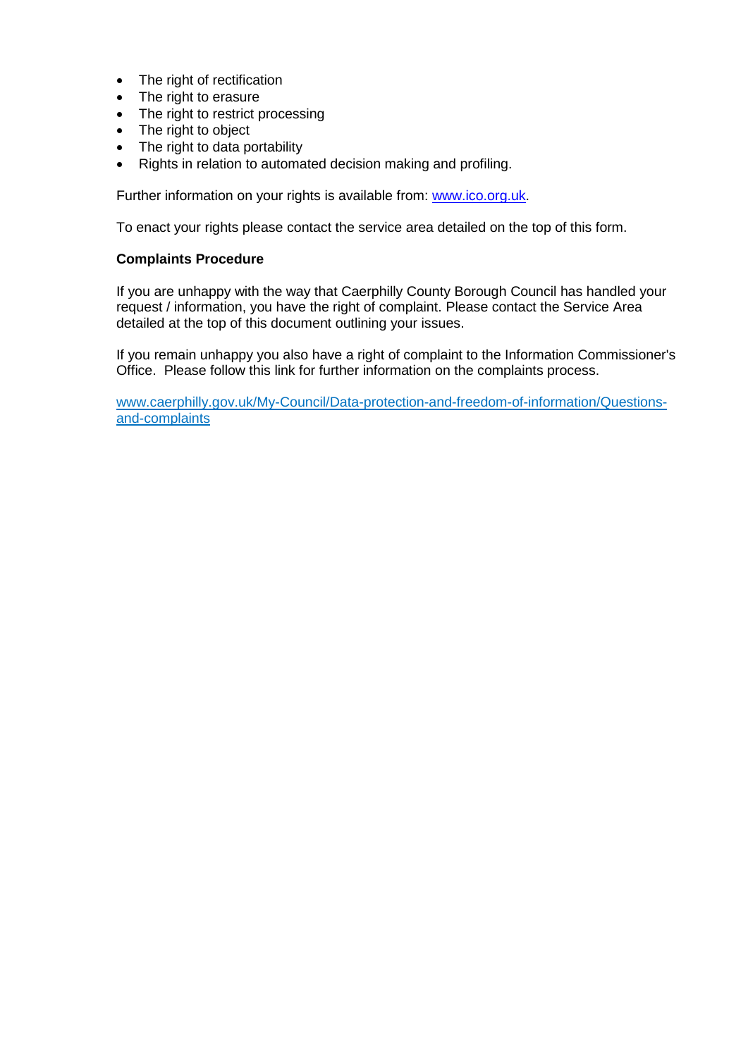- The right of rectification
- The right to erasure
- The right to restrict processing
- The right to object
- The right to data portability
- Rights in relation to automated decision making and profiling.

Further information on your rights is available from: [www.ico.org.uk](http://www.ico.org.uk).

To enact your rights please contact the service area detailed on the top of this form.

**Complaints Procedure**

If you are unhappy with the way that Caerphilly County Borough Council has handled your request / information, you have the right of complaint. Please contact the Service Area detailed at the top of this document outlining your issues.

If you remain unhappy you also have a right of complaint to the Information Commissioner's Office. Please follow this link for further information on the complaints process.

[www.caerphilly.gov.uk/My-Council/Data-protection-and-freedom-of-information/Questions-and-complaints](http://www.caerphilly.gov.uk/My-Council/Data-protection-and-freedom-of-information/Questions-and-complaints)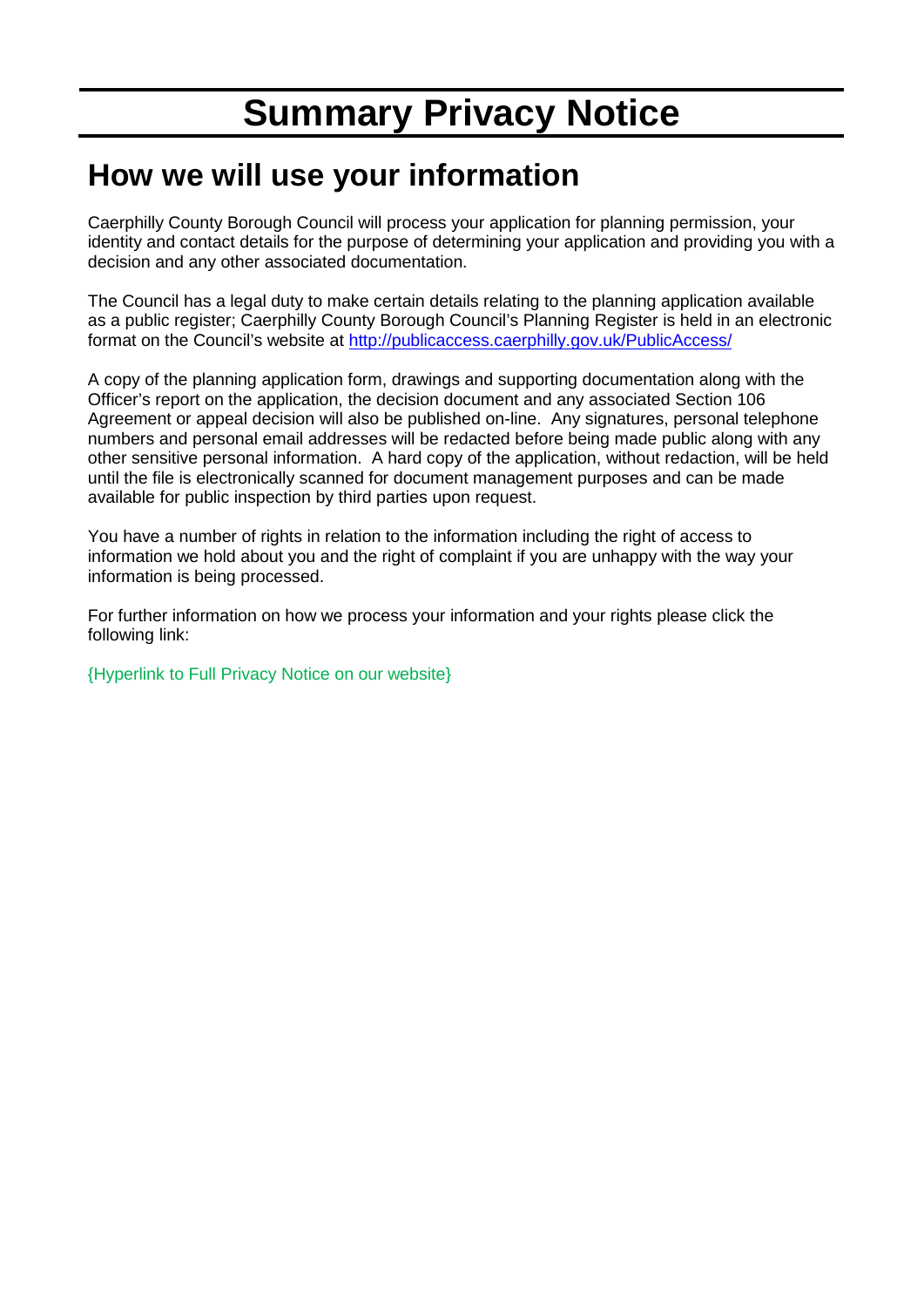# Summary Privacy Notice

## How we will use your information

Caerphilly County Borough Council will process your application for planning permission, your identity and contact details for the purpose of determining your application and providing you with a decision and any other associated documentation.

The Council has a legal duty to make certain details relating to the planning application available as a public register; Caerphilly County Borough Council's Planning Register is held in an electronic format on the Council's website at [http://publicaccess.caerphilly.gov.uk/PublicAccess/](http://publicaccess.caerphilly.gov.uk/PublicAccess/)

A copy of the planning application form, drawings and supporting documentation along with the Officer's report on the application, the decision document and any associated Section 106 Agreement or appeal decision will also be published on-line. Any signatures, personal telephone numbers and personal email addresses will be redacted before being made public along with any other sensitive personal information. A hard copy of the application, without redaction, will be held until the file is electronically scanned for document management purposes and can be made available for public inspection by third parties upon request.

You have a number of rights in relation to the information including the right of access to information we hold about you and the right of complaint if you are unhappy with the way your information is being processed.

For further information on how we process your information and your rights please click the following link:

{Hyperlink to Full Privacy Notice on our website}